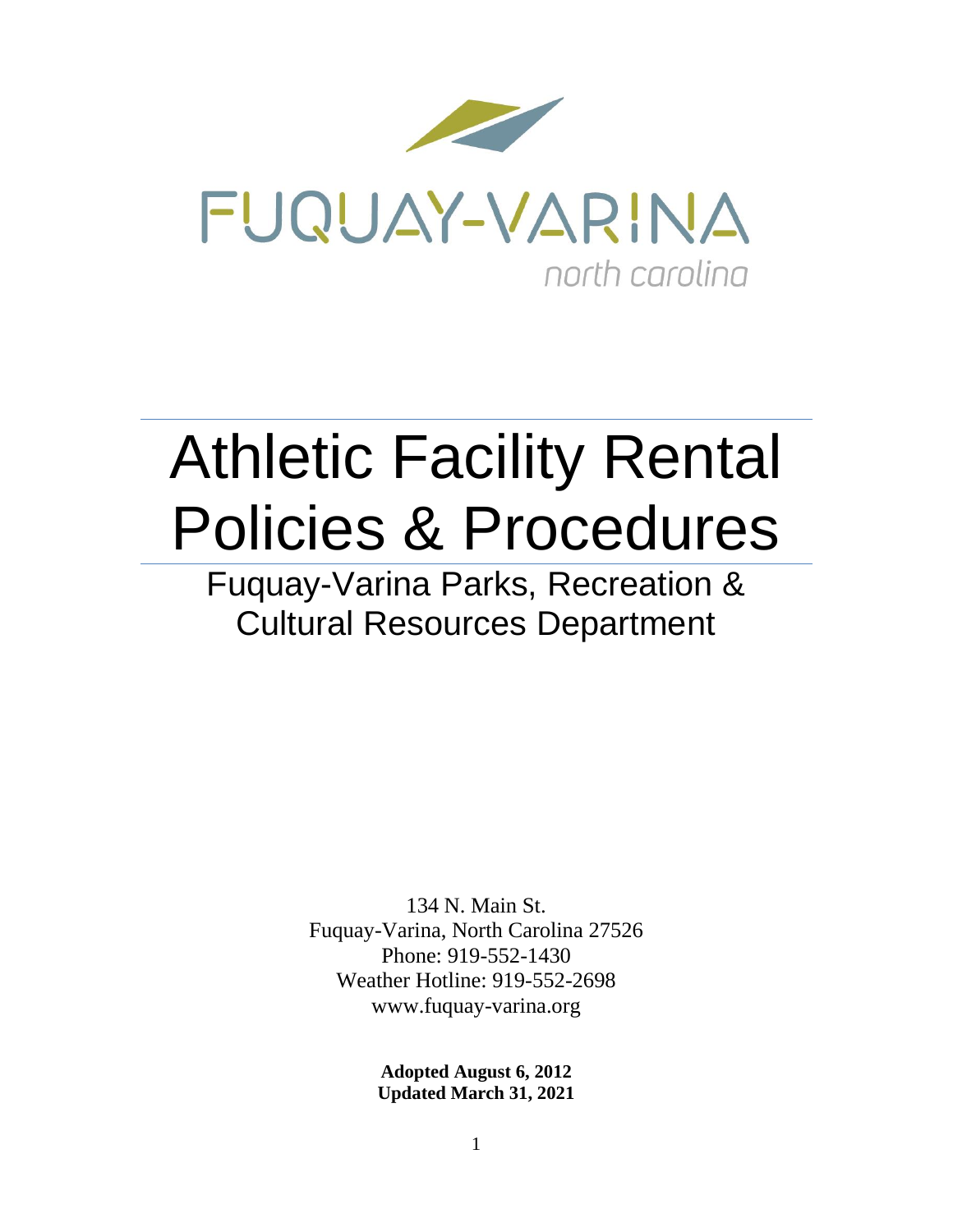FUQUAY-VARINA

north carolina

# Athletic Facility Rental Policies & Procedures

## Fuquay-Varina Parks, Recreation & Cultural Resources Department

134 N. Main St.
Fuquay-Varina, North Carolina 27526
Phone: 919-552-1430
Weather Hotline: 919-552-2698
www.fuquay-varina.org

**Adopted August 6, 2012**
**Updated March 31, 2021**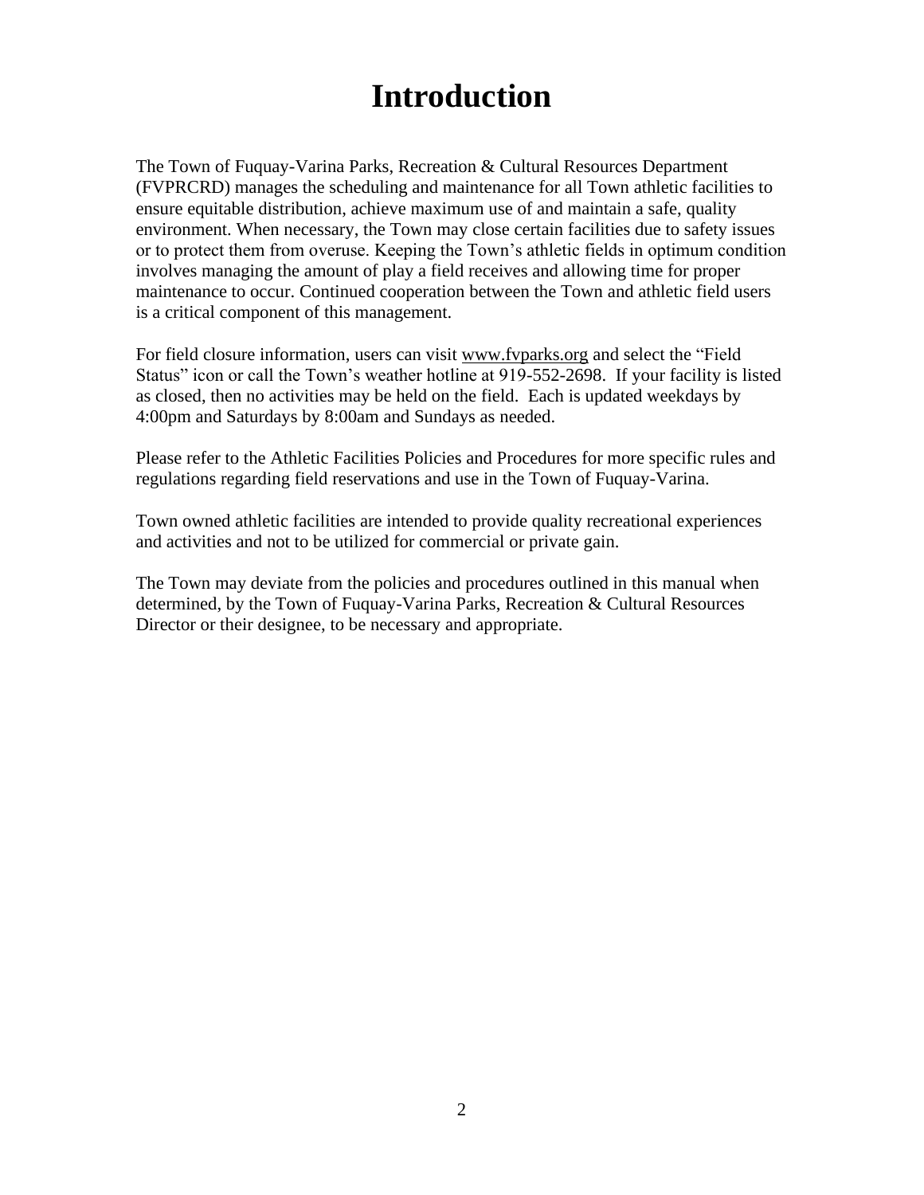# Introduction

The Town of Fuquay-Varina Parks, Recreation & Cultural Resources Department (FVPRCRD) manages the scheduling and maintenance for all Town athletic facilities to ensure equitable distribution, achieve maximum use of and maintain a safe, quality environment. When necessary, the Town may close certain facilities due to safety issues or to protect them from overuse. Keeping the Town's athletic fields in optimum condition involves managing the amount of play a field receives and allowing time for proper maintenance to occur. Continued cooperation between the Town and athletic field users is a critical component of this management.

For field closure information, users can visit www.fvparks.org and select the "Field Status" icon or call the Town's weather hotline at 919-552-2698. If your facility is listed as closed, then no activities may be held on the field. Each is updated weekdays by 4:00pm and Saturdays by 8:00am and Sundays as needed.

Please refer to the Athletic Facilities Policies and Procedures for more specific rules and regulations regarding field reservations and use in the Town of Fuquay-Varina.

Town owned athletic facilities are intended to provide quality recreational experiences and activities and not to be utilized for commercial or private gain.

The Town may deviate from the policies and procedures outlined in this manual when determined, by the Town of Fuquay-Varina Parks, Recreation & Cultural Resources Director or their designee, to be necessary and appropriate.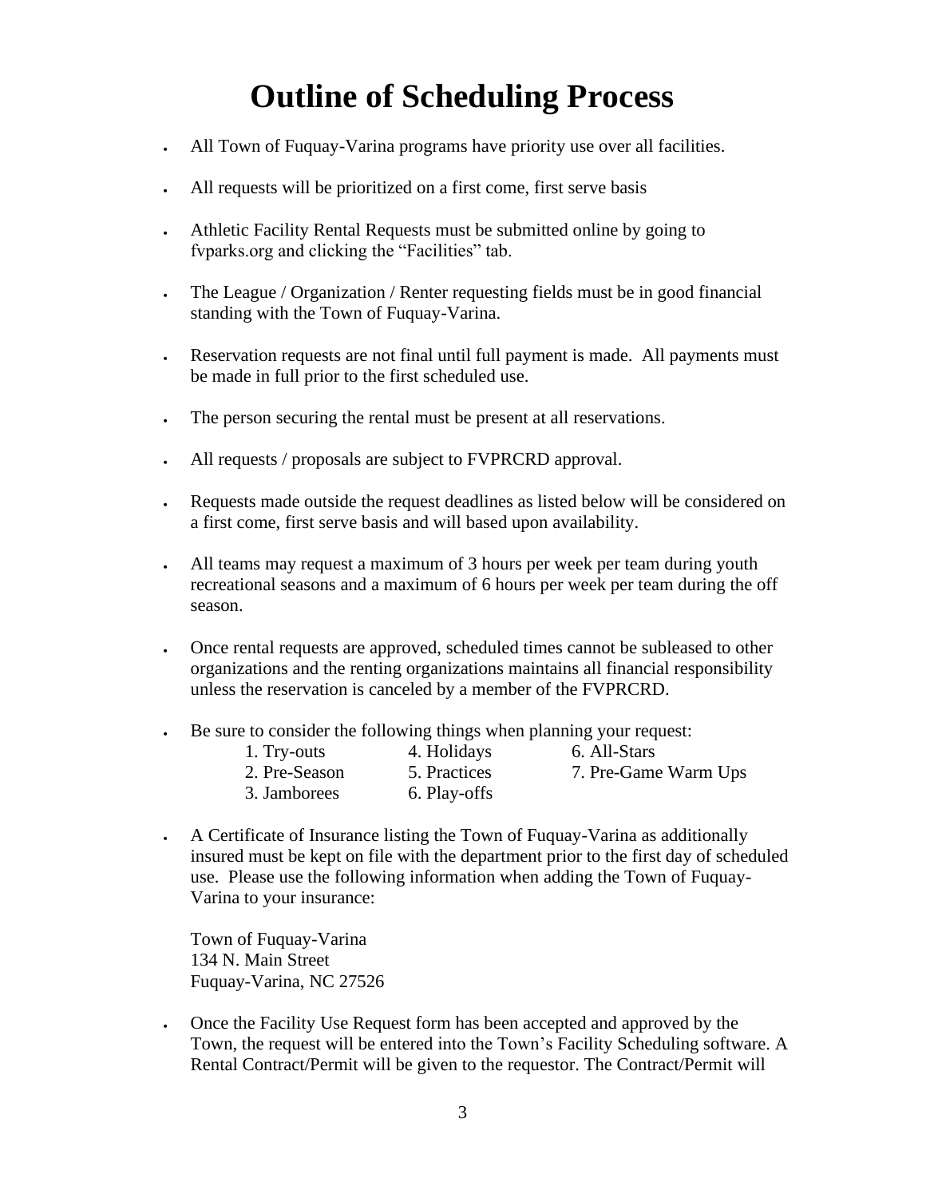# Outline of Scheduling Process

- All Town of Fuquay-Varina programs have priority use over all facilities.
- All requests will be prioritized on a first come, first serve basis
- Athletic Facility Rental Requests must be submitted online by going to fvparks.org and clicking the "Facilities" tab.
- The League / Organization / Renter requesting fields must be in good financial standing with the Town of Fuquay-Varina.
- Reservation requests are not final until full payment is made. All payments must be made in full prior to the first scheduled use.
- The person securing the rental must be present at all reservations.
- All requests / proposals are subject to FVPRCRD approval.
- Requests made outside the request deadlines as listed below will be considered on a first come, first serve basis and will based upon availability.
- All teams may request a maximum of 3 hours per week per team during youth recreational seasons and a maximum of 6 hours per week per team during the off season.
- Once rental requests are approved, scheduled times cannot be subleased to other organizations and the renting organizations maintains all financial responsibility unless the reservation is canceled by a member of the FVPRCRD.
- Be sure to consider the following things when planning your request:

  1. Try-outs
  2. Pre-Season
  3. Jamborees
  4. Holidays
  5. Practices
  6. Play-offs
  6. All-Stars
  7. Pre-Game Warm Ups

- A Certificate of Insurance listing the Town of Fuquay-Varina as additionally insured must be kept on file with the department prior to the first day of scheduled use. Please use the following information when adding the Town of Fuquay-Varina to your insurance:

  Town of Fuquay-Varina
  134 N. Main Street
  Fuquay-Varina, NC 27526

- Once the Facility Use Request form has been accepted and approved by the Town, the request will be entered into the Town's Facility Scheduling software. A Rental Contract/Permit will be given to the requestor. The Contract/Permit will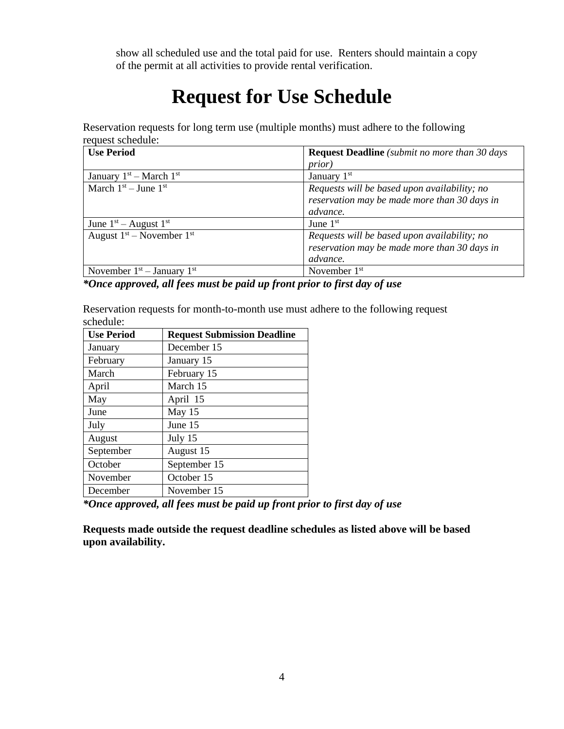show all scheduled use and the total paid for use.  Renters should maintain a copy of the permit at all activities to provide rental verification.

# Request for Use Schedule

Reservation requests for long term use (multiple months) must adhere to the following request schedule:

| **Use Period** | **Request Deadline** *(submit no more than 30 days prior)* |
|---|---|
| January 1st – March 1st | January 1st |
| March 1st – June 1st | *Requests will be based upon availability; no reservation may be made more than 30 days in advance.* |
| June 1st – August 1st | June 1st |
| August 1st – November 1st | *Requests will be based upon availability; no reservation may be made more than 30 days in advance.* |
| November 1st – January 1st | November 1st |

***Once approved, all fees must be paid up front prior to first day of use***

Reservation requests for month-to-month use must adhere to the following request schedule:

| **Use Period** | **Request Submission Deadline** |
|---|---|
| January | December 15 |
| February | January 15 |
| March | February 15 |
| April | March 15 |
| May | April 15 |
| June | May 15 |
| July | June 15 |
| August | July 15 |
| September | August 15 |
| October | September 15 |
| November | October 15 |
| December | November 15 |

***Once approved, all fees must be paid up front prior to first day of use***

**Requests made outside the request deadline schedules as listed above will be based upon availability.**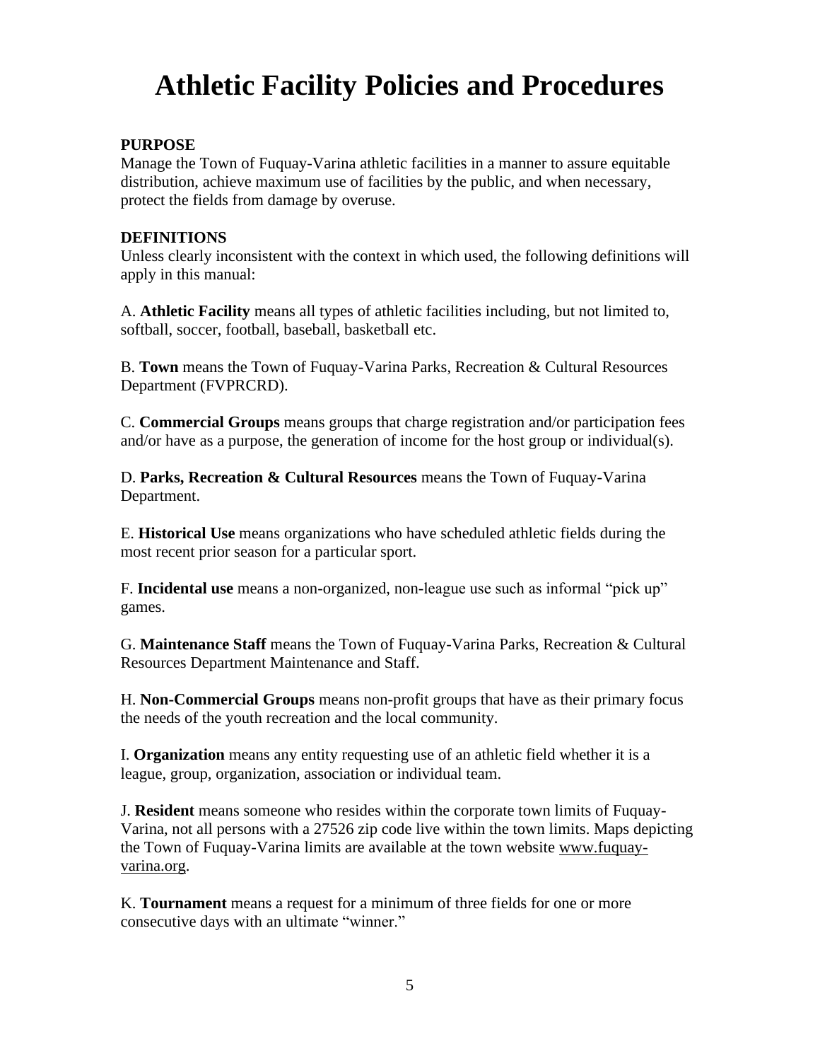# Athletic Facility Policies and Procedures

**PURPOSE**

Manage the Town of Fuquay-Varina athletic facilities in a manner to assure equitable distribution, achieve maximum use of facilities by the public, and when necessary, protect the fields from damage by overuse.

**DEFINITIONS**

Unless clearly inconsistent with the context in which used, the following definitions will apply in this manual:

A. **Athletic Facility** means all types of athletic facilities including, but not limited to, softball, soccer, football, baseball, basketball etc.

B. **Town** means the Town of Fuquay-Varina Parks, Recreation & Cultural Resources Department (FVPRCRD).

C. **Commercial Groups** means groups that charge registration and/or participation fees and/or have as a purpose, the generation of income for the host group or individual(s).

D. **Parks, Recreation & Cultural Resources** means the Town of Fuquay-Varina Department.

E. **Historical Use** means organizations who have scheduled athletic fields during the most recent prior season for a particular sport.

F. **Incidental use** means a non-organized, non-league use such as informal "pick up" games.

G. **Maintenance Staff** means the Town of Fuquay-Varina Parks, Recreation & Cultural Resources Department Maintenance and Staff.

H. **Non-Commercial Groups** means non-profit groups that have as their primary focus the needs of the youth recreation and the local community.

I. **Organization** means any entity requesting use of an athletic field whether it is a league, group, organization, association or individual team.

J. **Resident** means someone who resides within the corporate town limits of Fuquay-Varina, not all persons with a 27526 zip code live within the town limits. Maps depicting the Town of Fuquay-Varina limits are available at the town website www.fuquay-varina.org.

K. **Tournament** means a request for a minimum of three fields for one or more consecutive days with an ultimate "winner."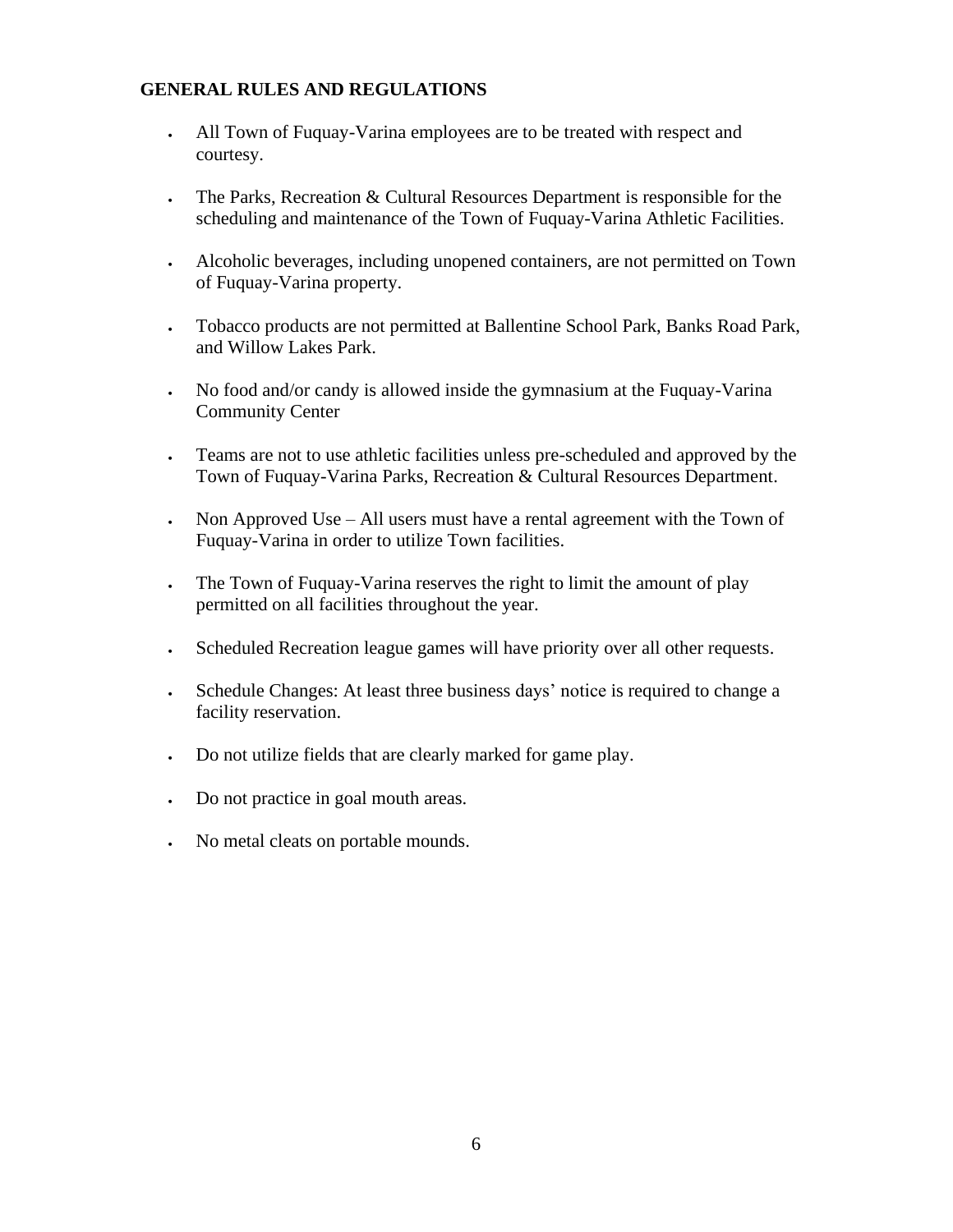## GENERAL RULES AND REGULATIONS

- All Town of Fuquay-Varina employees are to be treated with respect and courtesy.
- The Parks, Recreation & Cultural Resources Department is responsible for the scheduling and maintenance of the Town of Fuquay-Varina Athletic Facilities.
- Alcoholic beverages, including unopened containers, are not permitted on Town of Fuquay-Varina property.
- Tobacco products are not permitted at Ballentine School Park, Banks Road Park, and Willow Lakes Park.
- No food and/or candy is allowed inside the gymnasium at the Fuquay-Varina Community Center
- Teams are not to use athletic facilities unless pre-scheduled and approved by the Town of Fuquay-Varina Parks, Recreation & Cultural Resources Department.
- Non Approved Use – All users must have a rental agreement with the Town of Fuquay-Varina in order to utilize Town facilities.
- The Town of Fuquay-Varina reserves the right to limit the amount of play permitted on all facilities throughout the year.
- Scheduled Recreation league games will have priority over all other requests.
- Schedule Changes: At least three business days' notice is required to change a facility reservation.
- Do not utilize fields that are clearly marked for game play.
- Do not practice in goal mouth areas.
- No metal cleats on portable mounds.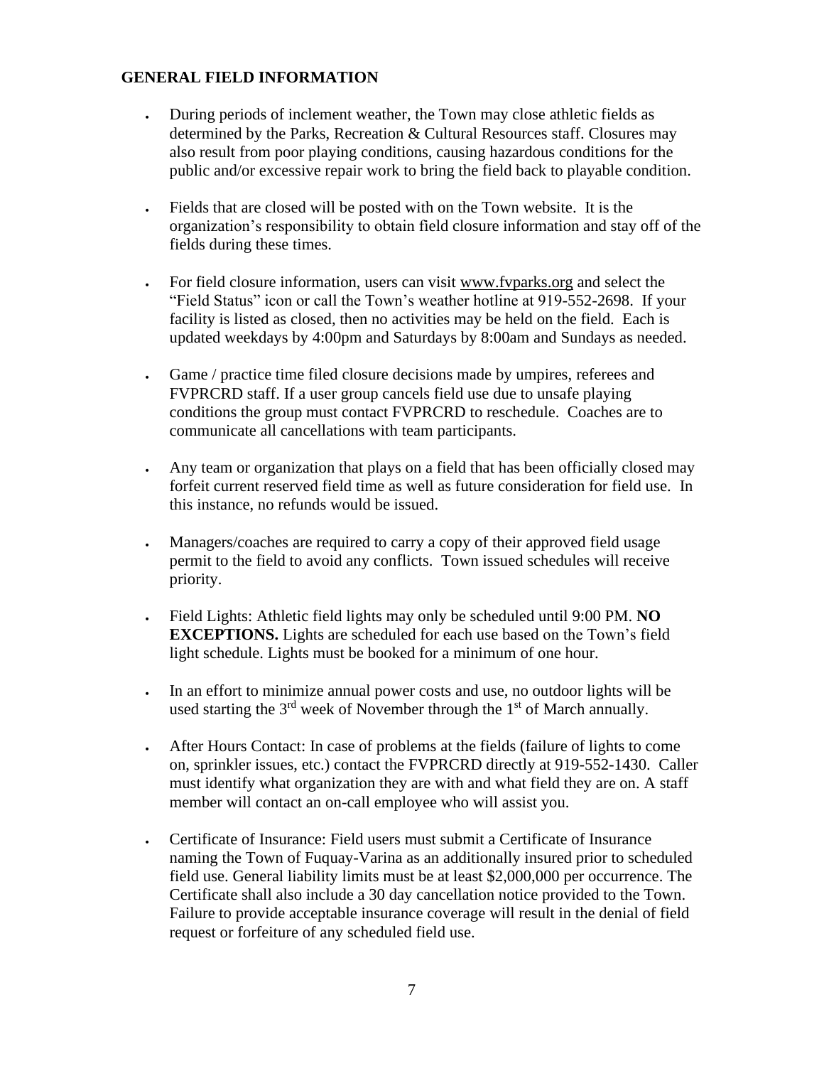## GENERAL FIELD INFORMATION

- During periods of inclement weather, the Town may close athletic fields as determined by the Parks, Recreation & Cultural Resources staff. Closures may also result from poor playing conditions, causing hazardous conditions for the public and/or excessive repair work to bring the field back to playable condition.
- Fields that are closed will be posted with on the Town website. It is the organization's responsibility to obtain field closure information and stay off of the fields during these times.
- For field closure information, users can visit www.fvparks.org and select the "Field Status" icon or call the Town's weather hotline at 919-552-2698. If your facility is listed as closed, then no activities may be held on the field. Each is updated weekdays by 4:00pm and Saturdays by 8:00am and Sundays as needed.
- Game / practice time filed closure decisions made by umpires, referees and FVPRCRD staff. If a user group cancels field use due to unsafe playing conditions the group must contact FVPRCRD to reschedule. Coaches are to communicate all cancellations with team participants.
- Any team or organization that plays on a field that has been officially closed may forfeit current reserved field time as well as future consideration for field use. In this instance, no refunds would be issued.
- Managers/coaches are required to carry a copy of their approved field usage permit to the field to avoid any conflicts. Town issued schedules will receive priority.
- Field Lights: Athletic field lights may only be scheduled until 9:00 PM. **NO EXCEPTIONS.** Lights are scheduled for each use based on the Town's field light schedule. Lights must be booked for a minimum of one hour.
- In an effort to minimize annual power costs and use, no outdoor lights will be used starting the 3rd week of November through the 1st of March annually.
- After Hours Contact: In case of problems at the fields (failure of lights to come on, sprinkler issues, etc.) contact the FVPRCRD directly at 919-552-1430. Caller must identify what organization they are with and what field they are on. A staff member will contact an on-call employee who will assist you.
- Certificate of Insurance: Field users must submit a Certificate of Insurance naming the Town of Fuquay-Varina as an additionally insured prior to scheduled field use. General liability limits must be at least $2,000,000 per occurrence. The Certificate shall also include a 30 day cancellation notice provided to the Town. Failure to provide acceptable insurance coverage will result in the denial of field request or forfeiture of any scheduled field use.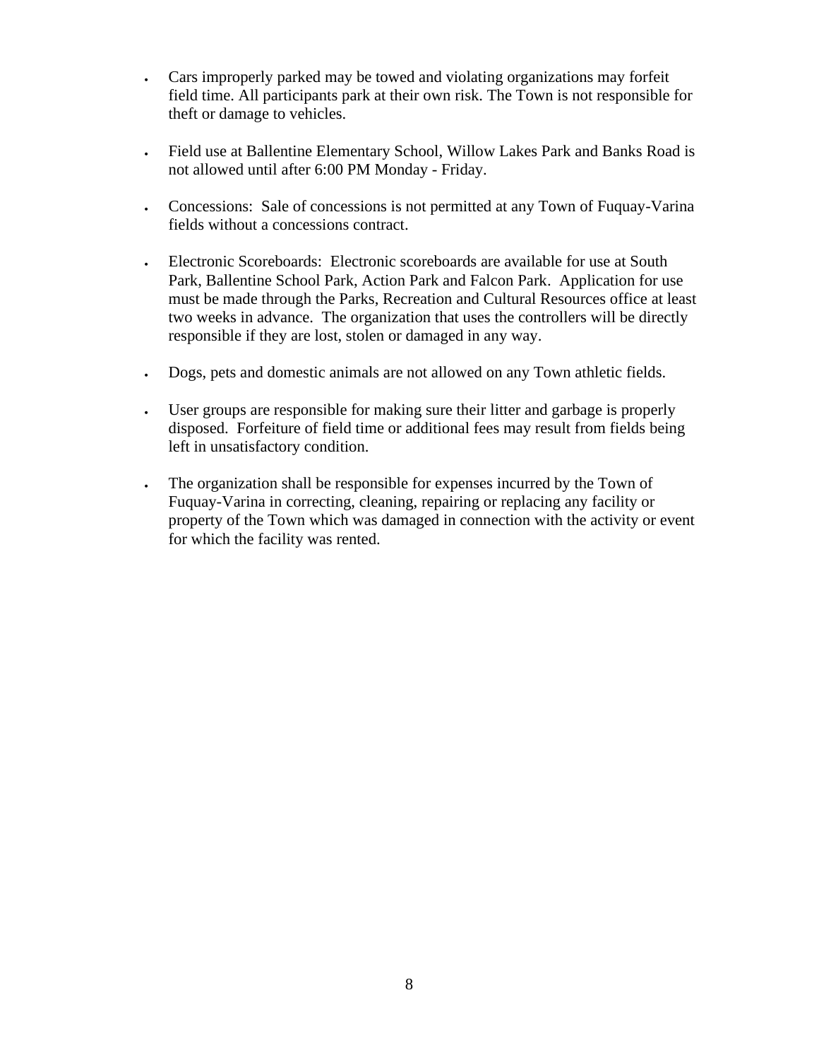- Cars improperly parked may be towed and violating organizations may forfeit field time. All participants park at their own risk. The Town is not responsible for theft or damage to vehicles.

- Field use at Ballentine Elementary School, Willow Lakes Park and Banks Road is not allowed until after 6:00 PM Monday - Friday.

- Concessions: Sale of concessions is not permitted at any Town of Fuquay-Varina fields without a concessions contract.

- Electronic Scoreboards: Electronic scoreboards are available for use at South Park, Ballentine School Park, Action Park and Falcon Park. Application for use must be made through the Parks, Recreation and Cultural Resources office at least two weeks in advance. The organization that uses the controllers will be directly responsible if they are lost, stolen or damaged in any way.

- Dogs, pets and domestic animals are not allowed on any Town athletic fields.

- User groups are responsible for making sure their litter and garbage is properly disposed. Forfeiture of field time or additional fees may result from fields being left in unsatisfactory condition.

- The organization shall be responsible for expenses incurred by the Town of Fuquay-Varina in correcting, cleaning, repairing or replacing any facility or property of the Town which was damaged in connection with the activity or event for which the facility was rented.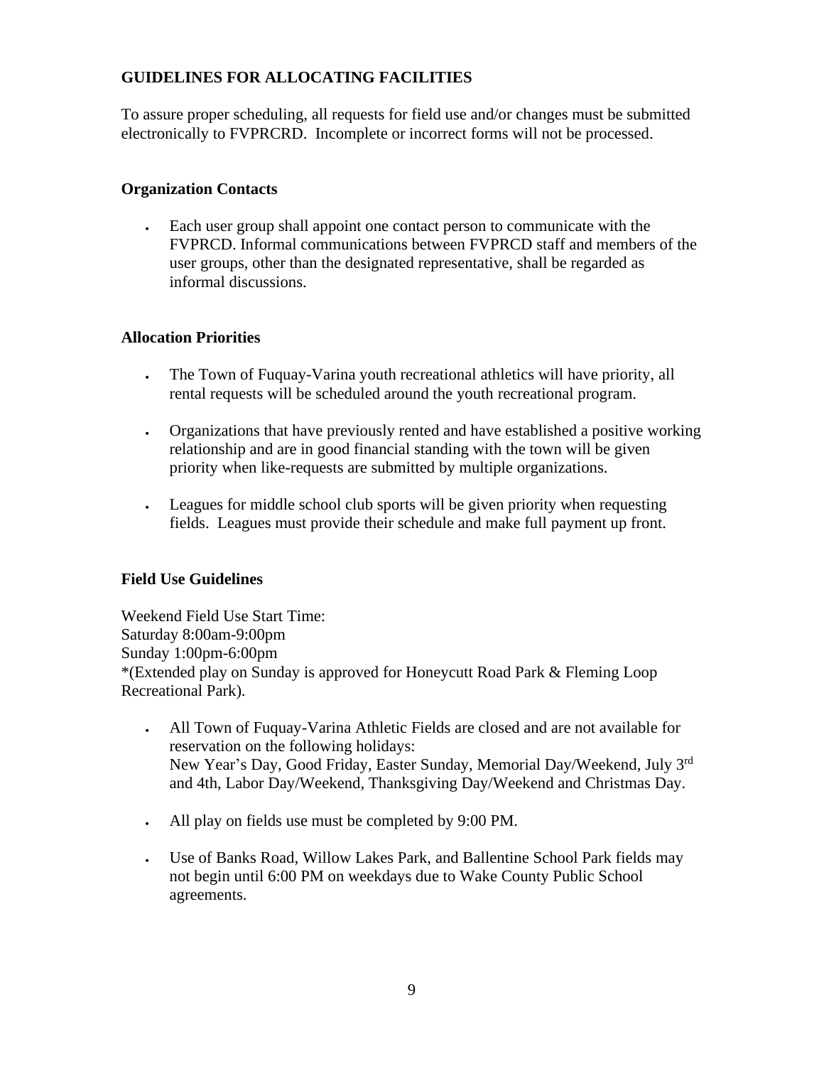## GUIDELINES FOR ALLOCATING FACILITIES

To assure proper scheduling, all requests for field use and/or changes must be submitted electronically to FVPRCRD. Incomplete or incorrect forms will not be processed.

### Organization Contacts

- Each user group shall appoint one contact person to communicate with the FVPRCD. Informal communications between FVPRCD staff and members of the user groups, other than the designated representative, shall be regarded as informal discussions.

### Allocation Priorities

- The Town of Fuquay-Varina youth recreational athletics will have priority, all rental requests will be scheduled around the youth recreational program.

- Organizations that have previously rented and have established a positive working relationship and are in good financial standing with the town will be given priority when like-requests are submitted by multiple organizations.

- Leagues for middle school club sports will be given priority when requesting fields. Leagues must provide their schedule and make full payment up front.

### Field Use Guidelines

Weekend Field Use Start Time:
Saturday 8:00am-9:00pm
Sunday 1:00pm-6:00pm
*(Extended play on Sunday is approved for Honeycutt Road Park & Fleming Loop Recreational Park).

- All Town of Fuquay-Varina Athletic Fields are closed and are not available for reservation on the following holidays:
  New Year's Day, Good Friday, Easter Sunday, Memorial Day/Weekend, July 3rd and 4th, Labor Day/Weekend, Thanksgiving Day/Weekend and Christmas Day.

- All play on fields use must be completed by 9:00 PM.

- Use of Banks Road, Willow Lakes Park, and Ballentine School Park fields may not begin until 6:00 PM on weekdays due to Wake County Public School agreements.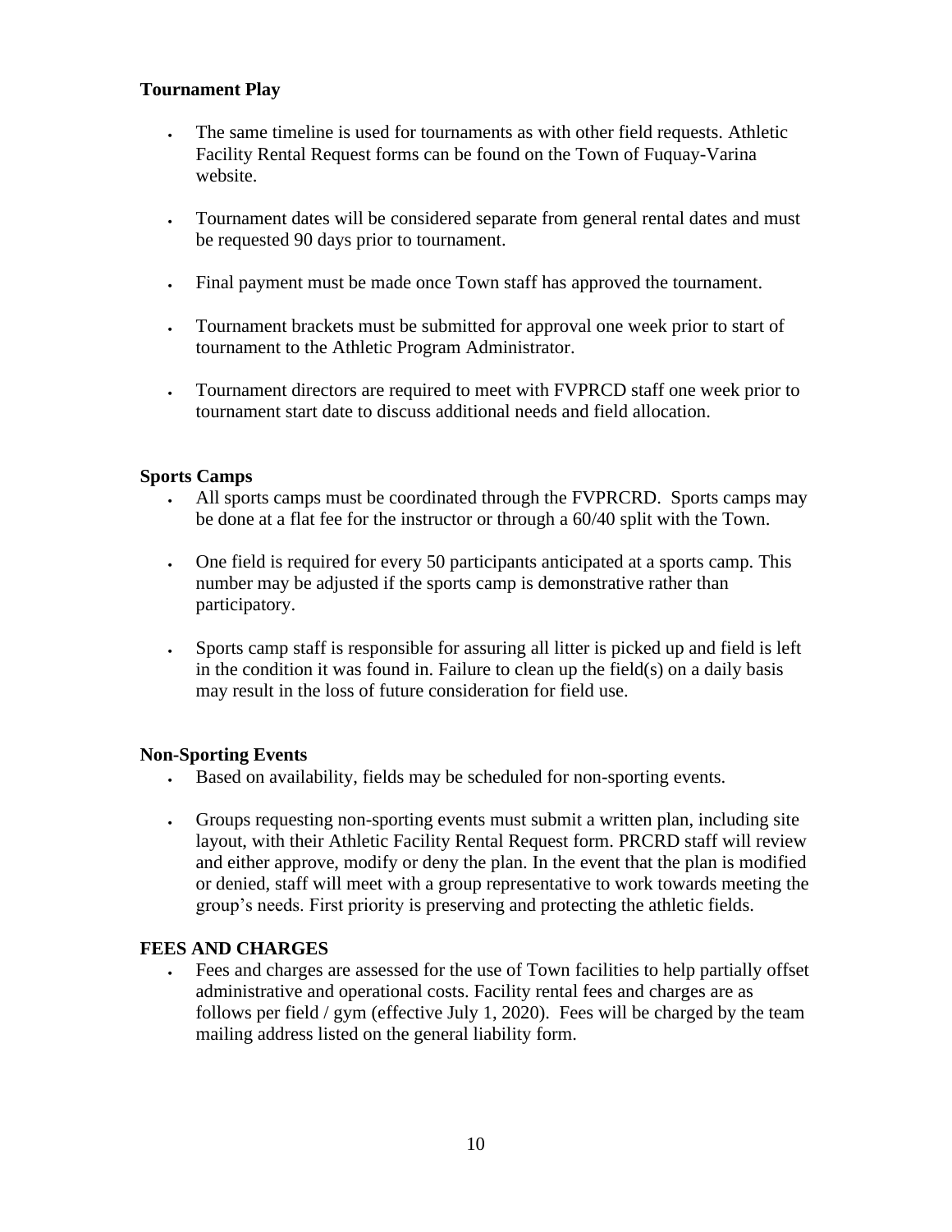**Tournament Play**

- The same timeline is used for tournaments as with other field requests. Athletic Facility Rental Request forms can be found on the Town of Fuquay-Varina website.

- Tournament dates will be considered separate from general rental dates and must be requested 90 days prior to tournament.

- Final payment must be made once Town staff has approved the tournament.

- Tournament brackets must be submitted for approval one week prior to start of tournament to the Athletic Program Administrator.

- Tournament directors are required to meet with FVPRCD staff one week prior to tournament start date to discuss additional needs and field allocation.

**Sports Camps**

- All sports camps must be coordinated through the FVPRCRD. Sports camps may be done at a flat fee for the instructor or through a 60/40 split with the Town.

- One field is required for every 50 participants anticipated at a sports camp. This number may be adjusted if the sports camp is demonstrative rather than participatory.

- Sports camp staff is responsible for assuring all litter is picked up and field is left in the condition it was found in. Failure to clean up the field(s) on a daily basis may result in the loss of future consideration for field use.

**Non-Sporting Events**

- Based on availability, fields may be scheduled for non-sporting events.

- Groups requesting non-sporting events must submit a written plan, including site layout, with their Athletic Facility Rental Request form. PRCRD staff will review and either approve, modify or deny the plan. In the event that the plan is modified or denied, staff will meet with a group representative to work towards meeting the group's needs. First priority is preserving and protecting the athletic fields.

**FEES AND CHARGES**

- Fees and charges are assessed for the use of Town facilities to help partially offset administrative and operational costs. Facility rental fees and charges are as follows per field / gym (effective July 1, 2020). Fees will be charged by the team mailing address listed on the general liability form.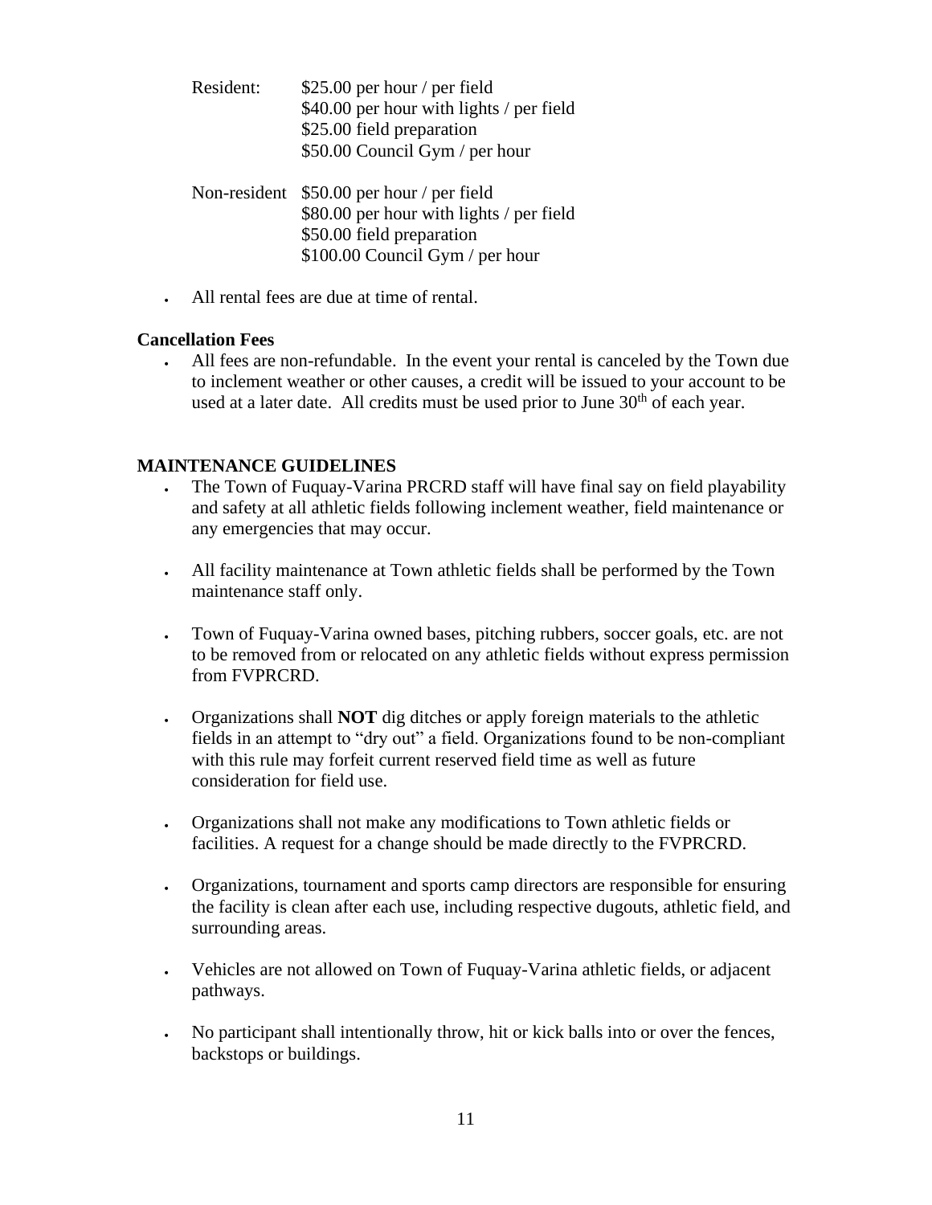| | |
|---|---|
| Resident: | $25.00 per hour / per field |
| | $40.00 per hour with lights / per field |
| | $25.00 field preparation |
| | $50.00 Council Gym / per hour |
| Non-resident | $50.00 per hour / per field |
| | $80.00 per hour with lights / per field |
| | $50.00 field preparation |
| | $100.00 Council Gym / per hour |

- All rental fees are due at time of rental.

**Cancellation Fees**

- All fees are non-refundable. In the event your rental is canceled by the Town due to inclement weather or other causes, a credit will be issued to your account to be used at a later date. All credits must be used prior to June 30th of each year.

**MAINTENANCE GUIDELINES**

- The Town of Fuquay-Varina PRCRD staff will have final say on field playability and safety at all athletic fields following inclement weather, field maintenance or any emergencies that may occur.
- All facility maintenance at Town athletic fields shall be performed by the Town maintenance staff only.
- Town of Fuquay-Varina owned bases, pitching rubbers, soccer goals, etc. are not to be removed from or relocated on any athletic fields without express permission from FVPRCRD.
- Organizations shall **NOT** dig ditches or apply foreign materials to the athletic fields in an attempt to "dry out" a field. Organizations found to be non-compliant with this rule may forfeit current reserved field time as well as future consideration for field use.
- Organizations shall not make any modifications to Town athletic fields or facilities. A request for a change should be made directly to the FVPRCRD.
- Organizations, tournament and sports camp directors are responsible for ensuring the facility is clean after each use, including respective dugouts, athletic field, and surrounding areas.
- Vehicles are not allowed on Town of Fuquay-Varina athletic fields, or adjacent pathways.
- No participant shall intentionally throw, hit or kick balls into or over the fences, backstops or buildings.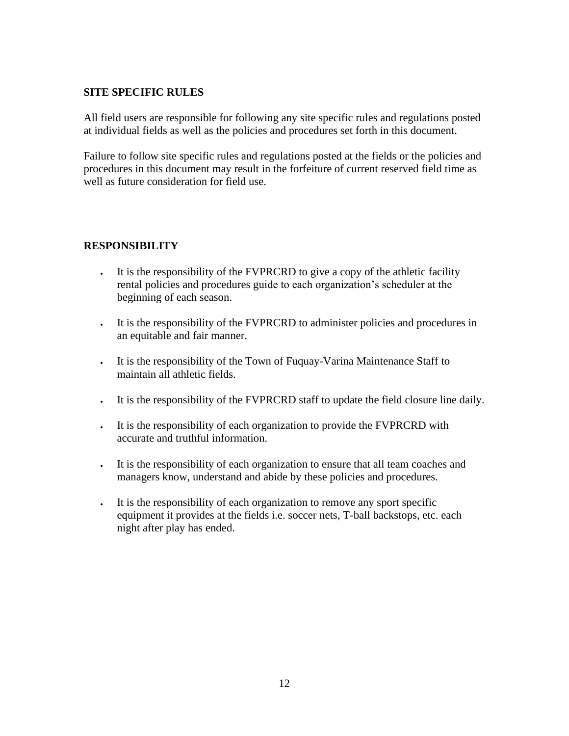## SITE SPECIFIC RULES

All field users are responsible for following any site specific rules and regulations posted at individual fields as well as the policies and procedures set forth in this document.

Failure to follow site specific rules and regulations posted at the fields or the policies and procedures in this document may result in the forfeiture of current reserved field time as well as future consideration for field use.

## RESPONSIBILITY

- It is the responsibility of the FVPRCRD to give a copy of the athletic facility rental policies and procedures guide to each organization's scheduler at the beginning of each season.
- It is the responsibility of the FVPRCRD to administer policies and procedures in an equitable and fair manner.
- It is the responsibility of the Town of Fuquay-Varina Maintenance Staff to maintain all athletic fields.
- It is the responsibility of the FVPRCRD staff to update the field closure line daily.
- It is the responsibility of each organization to provide the FVPRCRD with accurate and truthful information.
- It is the responsibility of each organization to ensure that all team coaches and managers know, understand and abide by these policies and procedures.
- It is the responsibility of each organization to remove any sport specific equipment it provides at the fields i.e. soccer nets, T-ball backstops, etc. each night after play has ended.